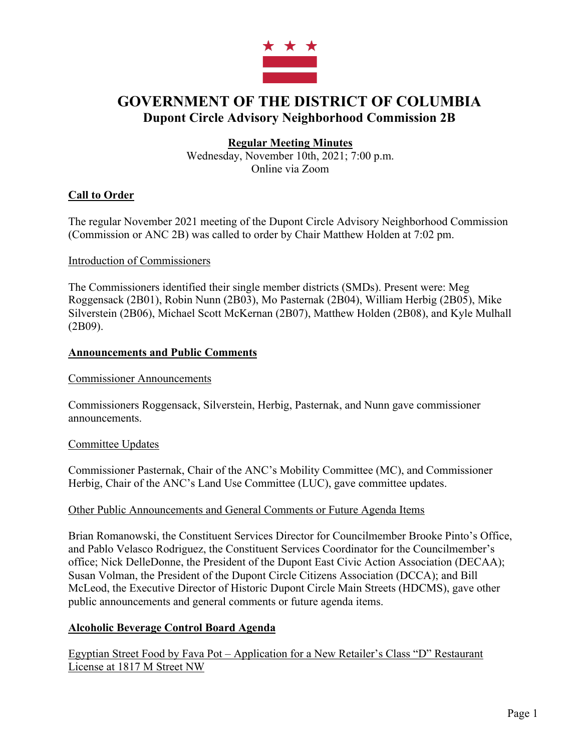# GOVERNMENT OF THE DISTRICT OF COLUMBIA
## Dupont Circle Advisory Neighborhood Commission 2B

**Regular Meeting Minutes**
Wednesday, November 10th, 2021; 7:00 p.m.
Online via Zoom

### Call to Order

The regular November 2021 meeting of the Dupont Circle Advisory Neighborhood Commission (Commission or ANC 2B) was called to order by Chair Matthew Holden at 7:02 pm.

#### Introduction of Commissioners

The Commissioners identified their single member districts (SMDs). Present were: Meg Roggensack (2B01), Robin Nunn (2B03), Mo Pasternak (2B04), William Herbig (2B05), Mike Silverstein (2B06), Michael Scott McKernan (2B07), Matthew Holden (2B08), and Kyle Mulhall (2B09).

### Announcements and Public Comments

#### Commissioner Announcements

Commissioners Roggensack, Silverstein, Herbig, Pasternak, and Nunn gave commissioner announcements.

#### Committee Updates

Commissioner Pasternak, Chair of the ANC's Mobility Committee (MC), and Commissioner Herbig, Chair of the ANC's Land Use Committee (LUC), gave committee updates.

#### Other Public Announcements and General Comments or Future Agenda Items

Brian Romanowski, the Constituent Services Director for Councilmember Brooke Pinto's Office, and Pablo Velasco Rodriguez, the Constituent Services Coordinator for the Councilmember's office; Nick DelleDonne, the President of the Dupont East Civic Action Association (DECAA); Susan Volman, the President of the Dupont Circle Citizens Association (DCCA); and Bill McLeod, the Executive Director of Historic Dupont Circle Main Streets (HDCMS), gave other public announcements and general comments or future agenda items.

### Alcoholic Beverage Control Board Agenda

#### Egyptian Street Food by Fava Pot – Application for a New Retailer's Class "D" Restaurant License at 1817 M Street NW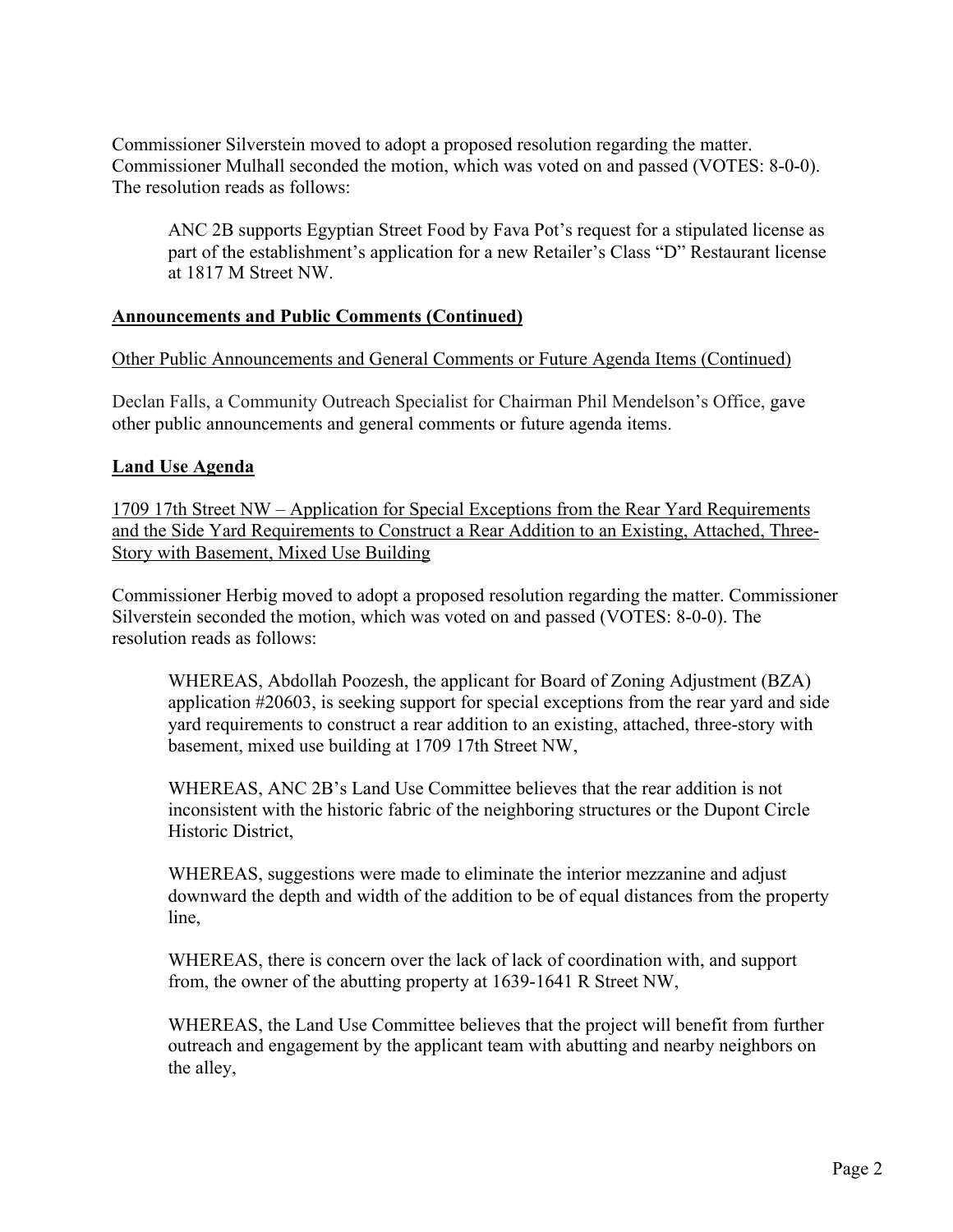Commissioner Silverstein moved to adopt a proposed resolution regarding the matter. Commissioner Mulhall seconded the motion, which was voted on and passed (VOTES: 8-0-0). The resolution reads as follows:

> ANC 2B supports Egyptian Street Food by Fava Pot's request for a stipulated license as part of the establishment's application for a new Retailer's Class "D" Restaurant license at 1817 M Street NW.

**Announcements and Public Comments (Continued)**

Other Public Announcements and General Comments or Future Agenda Items (Continued)

Declan Falls, a Community Outreach Specialist for Chairman Phil Mendelson's Office, gave other public announcements and general comments or future agenda items.

**Land Use Agenda**

1709 17th Street NW – Application for Special Exceptions from the Rear Yard Requirements and the Side Yard Requirements to Construct a Rear Addition to an Existing, Attached, Three-Story with Basement, Mixed Use Building

Commissioner Herbig moved to adopt a proposed resolution regarding the matter. Commissioner Silverstein seconded the motion, which was voted on and passed (VOTES: 8-0-0). The resolution reads as follows:

> WHEREAS, Abdollah Poozesh, the applicant for Board of Zoning Adjustment (BZA) application #20603, is seeking support for special exceptions from the rear yard and side yard requirements to construct a rear addition to an existing, attached, three-story with basement, mixed use building at 1709 17th Street NW,
>
> WHEREAS, ANC 2B's Land Use Committee believes that the rear addition is not inconsistent with the historic fabric of the neighboring structures or the Dupont Circle Historic District,
>
> WHEREAS, suggestions were made to eliminate the interior mezzanine and adjust downward the depth and width of the addition to be of equal distances from the property line,
>
> WHEREAS, there is concern over the lack of lack of coordination with, and support from, the owner of the abutting property at 1639-1641 R Street NW,
>
> WHEREAS, the Land Use Committee believes that the project will benefit from further outreach and engagement by the applicant team with abutting and nearby neighbors on the alley,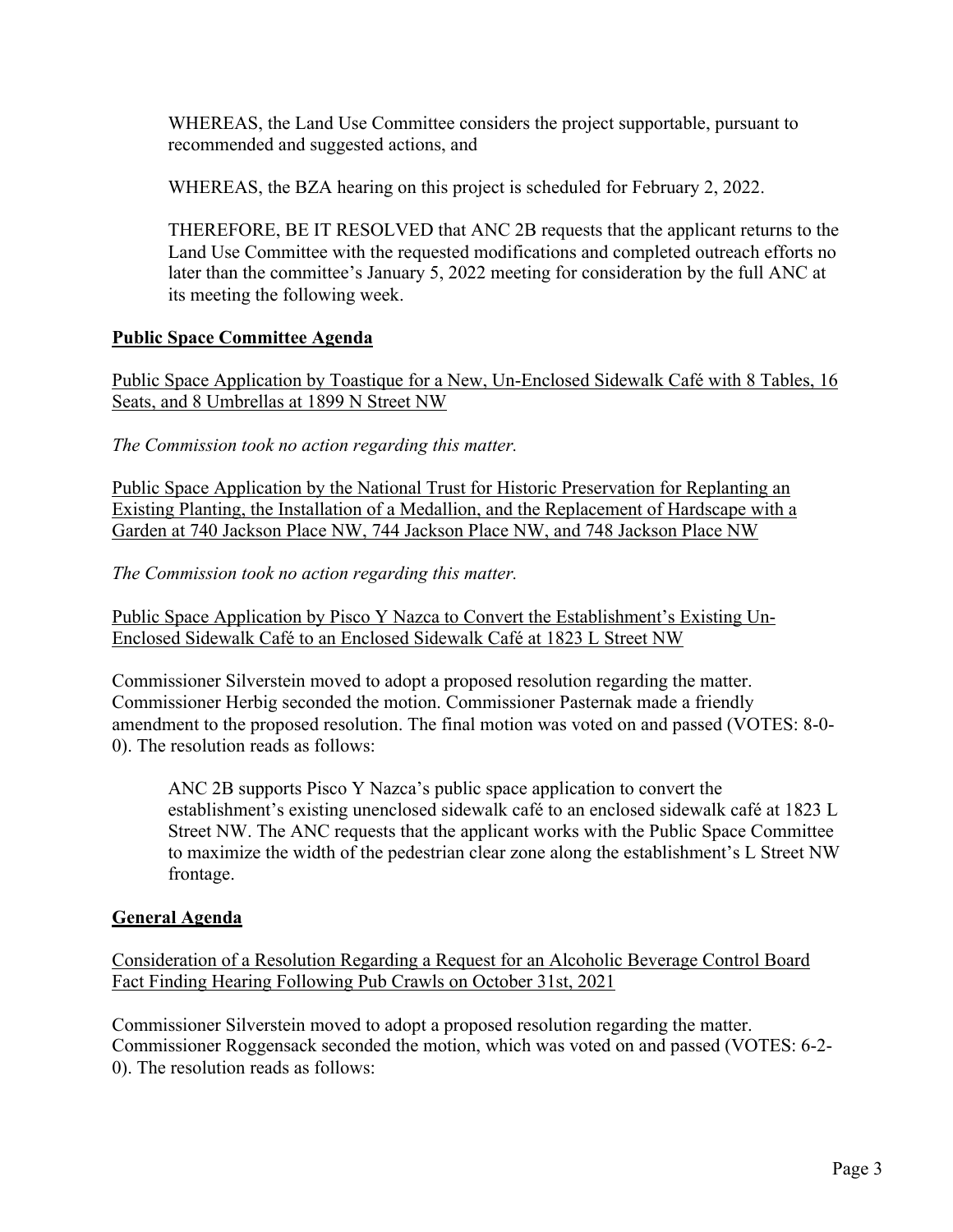> WHEREAS, the Land Use Committee considers the project supportable, pursuant to recommended and suggested actions, and
>
> WHEREAS, the BZA hearing on this project is scheduled for February 2, 2022.
>
> THEREFORE, BE IT RESOLVED that ANC 2B requests that the applicant returns to the Land Use Committee with the requested modifications and completed outreach efforts no later than the committee's January 5, 2022 meeting for consideration by the full ANC at its meeting the following week.

## Public Space Committee Agenda

Public Space Application by Toastique for a New, Un-Enclosed Sidewalk Café with 8 Tables, 16 Seats, and 8 Umbrellas at 1899 N Street NW

*The Commission took no action regarding this matter.*

Public Space Application by the National Trust for Historic Preservation for Replanting an Existing Planting, the Installation of a Medallion, and the Replacement of Hardscape with a Garden at 740 Jackson Place NW, 744 Jackson Place NW, and 748 Jackson Place NW

*The Commission took no action regarding this matter.*

Public Space Application by Pisco Y Nazca to Convert the Establishment's Existing Un-Enclosed Sidewalk Café to an Enclosed Sidewalk Café at 1823 L Street NW

Commissioner Silverstein moved to adopt a proposed resolution regarding the matter. Commissioner Herbig seconded the motion. Commissioner Pasternak made a friendly amendment to the proposed resolution. The final motion was voted on and passed (VOTES: 8-0-0). The resolution reads as follows:

> ANC 2B supports Pisco Y Nazca's public space application to convert the establishment's existing unenclosed sidewalk café to an enclosed sidewalk café at 1823 L Street NW. The ANC requests that the applicant works with the Public Space Committee to maximize the width of the pedestrian clear zone along the establishment's L Street NW frontage.

## General Agenda

Consideration of a Resolution Regarding a Request for an Alcoholic Beverage Control Board Fact Finding Hearing Following Pub Crawls on October 31st, 2021

Commissioner Silverstein moved to adopt a proposed resolution regarding the matter. Commissioner Roggensack seconded the motion, which was voted on and passed (VOTES: 6-2-0). The resolution reads as follows: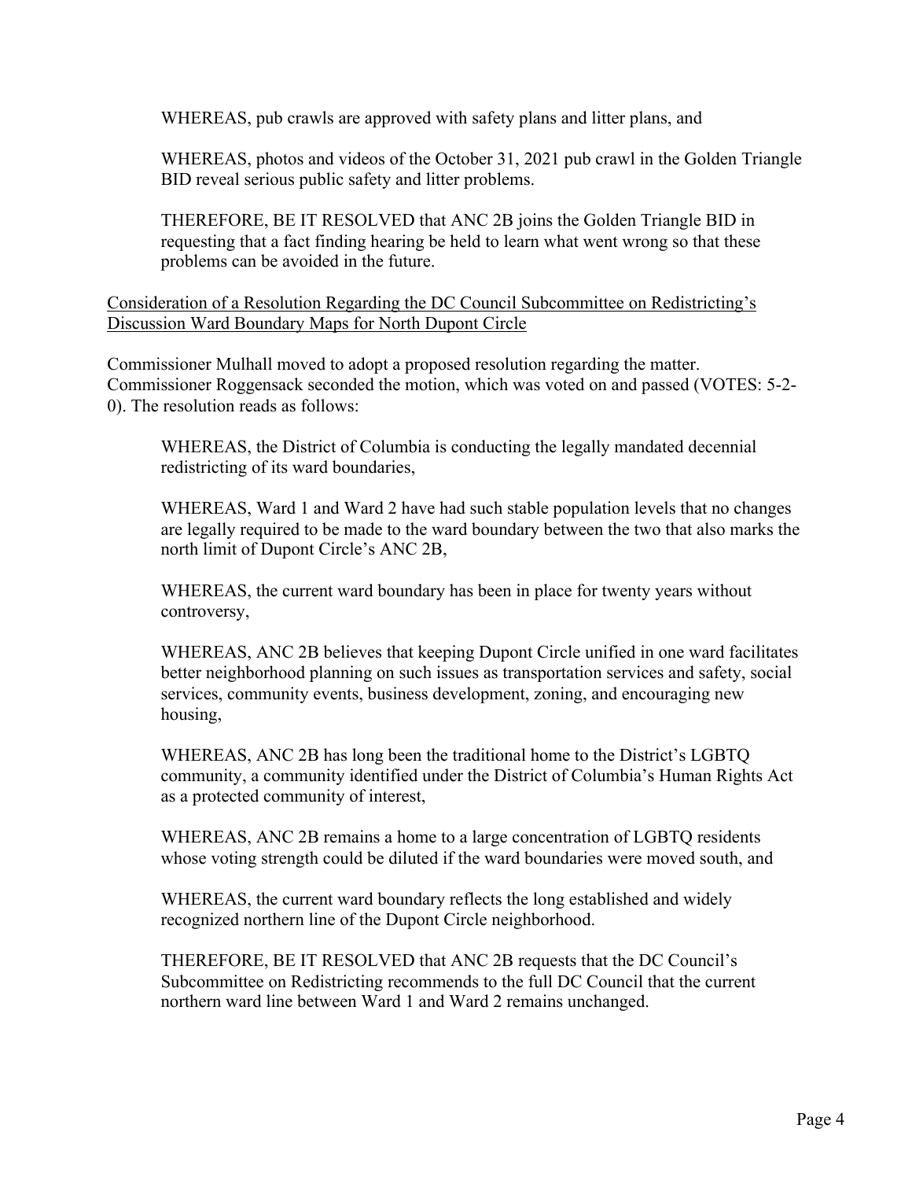WHEREAS, pub crawls are approved with safety plans and litter plans, and

WHEREAS, photos and videos of the October 31, 2021 pub crawl in the Golden Triangle BID reveal serious public safety and litter problems.

THEREFORE, BE IT RESOLVED that ANC 2B joins the Golden Triangle BID in requesting that a fact finding hearing be held to learn what went wrong so that these problems can be avoided in the future.

<u>Consideration of a Resolution Regarding the DC Council Subcommittee on Redistricting's Discussion Ward Boundary Maps for North Dupont Circle</u>

Commissioner Mulhall moved to adopt a proposed resolution regarding the matter. Commissioner Roggensack seconded the motion, which was voted on and passed (VOTES: 5-2-0). The resolution reads as follows:

WHEREAS, the District of Columbia is conducting the legally mandated decennial redistricting of its ward boundaries,

WHEREAS, Ward 1 and Ward 2 have had such stable population levels that no changes are legally required to be made to the ward boundary between the two that also marks the north limit of Dupont Circle's ANC 2B,

WHEREAS, the current ward boundary has been in place for twenty years without controversy,

WHEREAS, ANC 2B believes that keeping Dupont Circle unified in one ward facilitates better neighborhood planning on such issues as transportation services and safety, social services, community events, business development, zoning, and encouraging new housing,

WHEREAS, ANC 2B has long been the traditional home to the District's LGBTQ community, a community identified under the District of Columbia's Human Rights Act as a protected community of interest,

WHEREAS, ANC 2B remains a home to a large concentration of LGBTQ residents whose voting strength could be diluted if the ward boundaries were moved south, and

WHEREAS, the current ward boundary reflects the long established and widely recognized northern line of the Dupont Circle neighborhood.

THEREFORE, BE IT RESOLVED that ANC 2B requests that the DC Council's Subcommittee on Redistricting recommends to the full DC Council that the current northern ward line between Ward 1 and Ward 2 remains unchanged.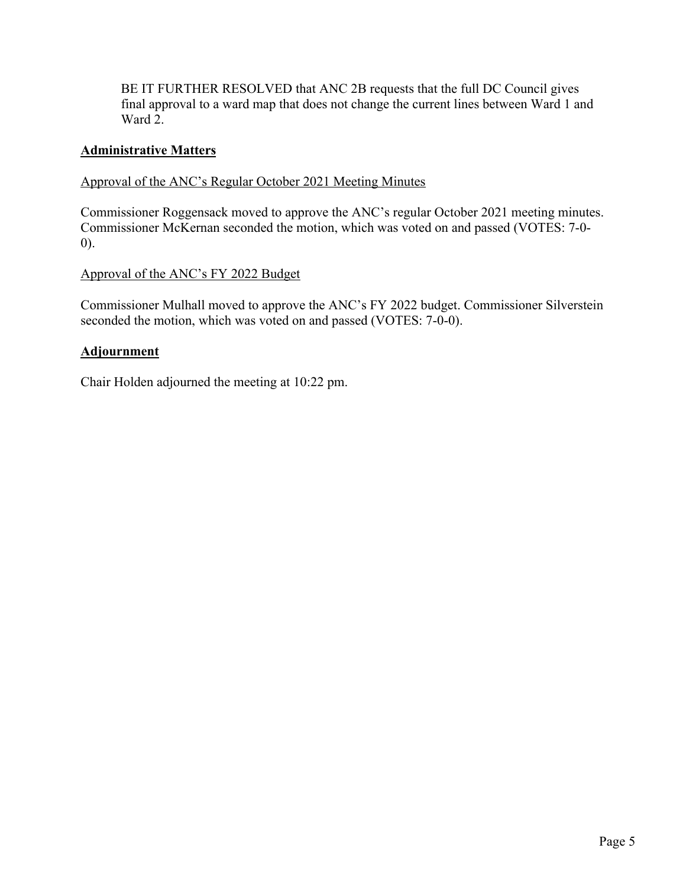BE IT FURTHER RESOLVED that ANC 2B requests that the full DC Council gives final approval to a ward map that does not change the current lines between Ward 1 and Ward 2.

## **Administrative Matters**

Approval of the ANC's Regular October 2021 Meeting Minutes

Commissioner Roggensack moved to approve the ANC's regular October 2021 meeting minutes. Commissioner McKernan seconded the motion, which was voted on and passed (VOTES: 7-0-0).

Approval of the ANC's FY 2022 Budget

Commissioner Mulhall moved to approve the ANC's FY 2022 budget. Commissioner Silverstein seconded the motion, which was voted on and passed (VOTES: 7-0-0).

## **Adjournment**

Chair Holden adjourned the meeting at 10:22 pm.